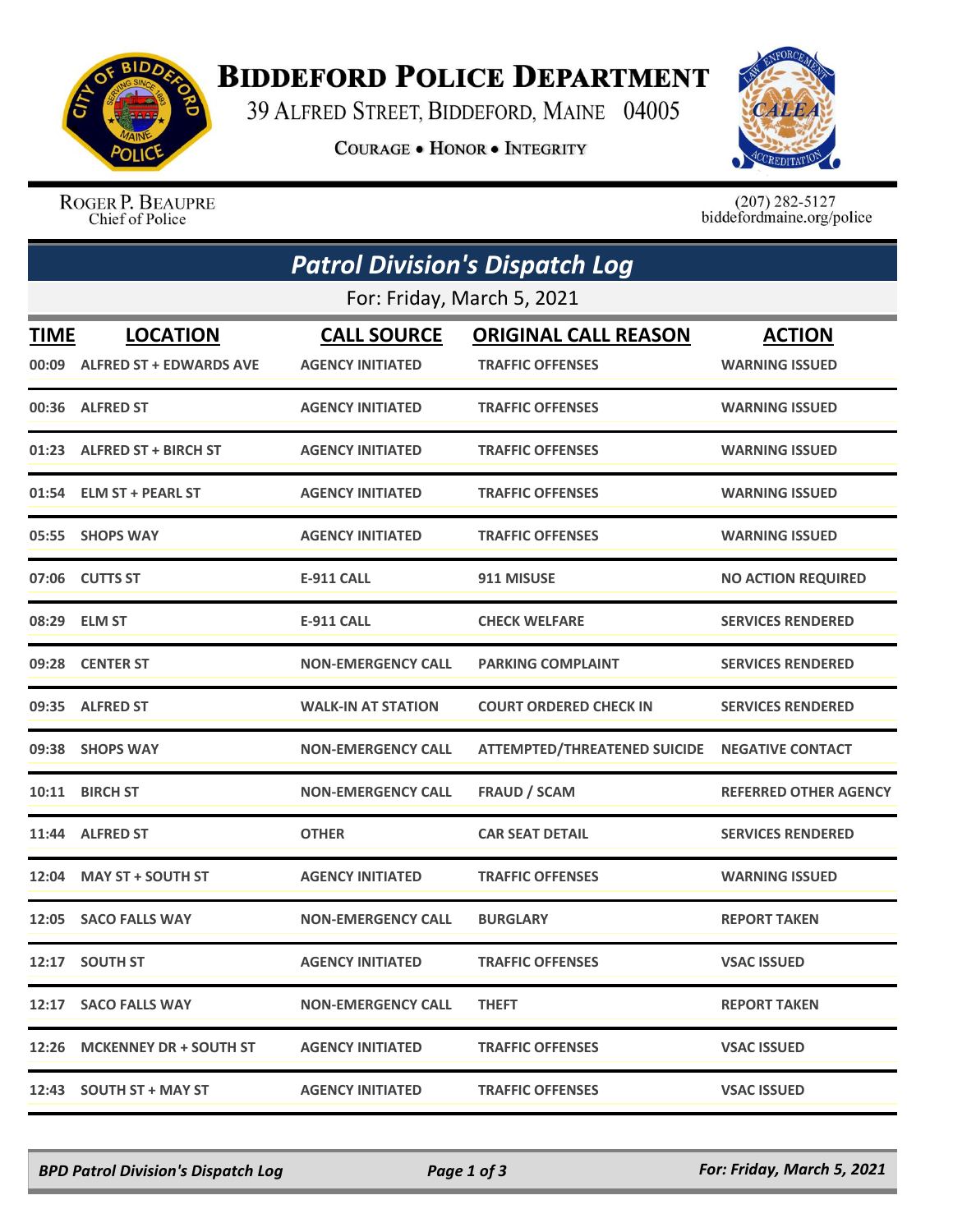# Biddeford Police Department

39 Alfred Street, Biddeford, Maine 04005

Courage • Honor • Integrity

Roger P. Beaupre
Chief of Police

(207) 282-5127
biddefordmaine.org/police

## Patrol Division's Dispatch Log

For: Friday, March 5, 2021

| TIME | LOCATION | CALL SOURCE | ORIGINAL CALL REASON | ACTION |
|---|---|---|---|---|
| 00:09 | ALFRED ST + EDWARDS AVE | AGENCY INITIATED | TRAFFIC OFFENSES | WARNING ISSUED |
| 00:36 | ALFRED ST | AGENCY INITIATED | TRAFFIC OFFENSES | WARNING ISSUED |
| 01:23 | ALFRED ST + BIRCH ST | AGENCY INITIATED | TRAFFIC OFFENSES | WARNING ISSUED |
| 01:54 | ELM ST + PEARL ST | AGENCY INITIATED | TRAFFIC OFFENSES | WARNING ISSUED |
| 05:55 | SHOPS WAY | AGENCY INITIATED | TRAFFIC OFFENSES | WARNING ISSUED |
| 07:06 | CUTTS ST | E-911 CALL | 911 MISUSE | NO ACTION REQUIRED |
| 08:29 | ELM ST | E-911 CALL | CHECK WELFARE | SERVICES RENDERED |
| 09:28 | CENTER ST | NON-EMERGENCY CALL | PARKING COMPLAINT | SERVICES RENDERED |
| 09:35 | ALFRED ST | WALK-IN AT STATION | COURT ORDERED CHECK IN | SERVICES RENDERED |
| 09:38 | SHOPS WAY | NON-EMERGENCY CALL | ATTEMPTED/THREATENED SUICIDE | NEGATIVE CONTACT |
| 10:11 | BIRCH ST | NON-EMERGENCY CALL | FRAUD / SCAM | REFERRED OTHER AGENCY |
| 11:44 | ALFRED ST | OTHER | CAR SEAT DETAIL | SERVICES RENDERED |
| 12:04 | MAY ST + SOUTH ST | AGENCY INITIATED | TRAFFIC OFFENSES | WARNING ISSUED |
| 12:05 | SACO FALLS WAY | NON-EMERGENCY CALL | BURGLARY | REPORT TAKEN |
| 12:17 | SOUTH ST | AGENCY INITIATED | TRAFFIC OFFENSES | VSAC ISSUED |
| 12:17 | SACO FALLS WAY | NON-EMERGENCY CALL | THEFT | REPORT TAKEN |
| 12:26 | MCKENNEY DR + SOUTH ST | AGENCY INITIATED | TRAFFIC OFFENSES | VSAC ISSUED |
| 12:43 | SOUTH ST + MAY ST | AGENCY INITIATED | TRAFFIC OFFENSES | VSAC ISSUED |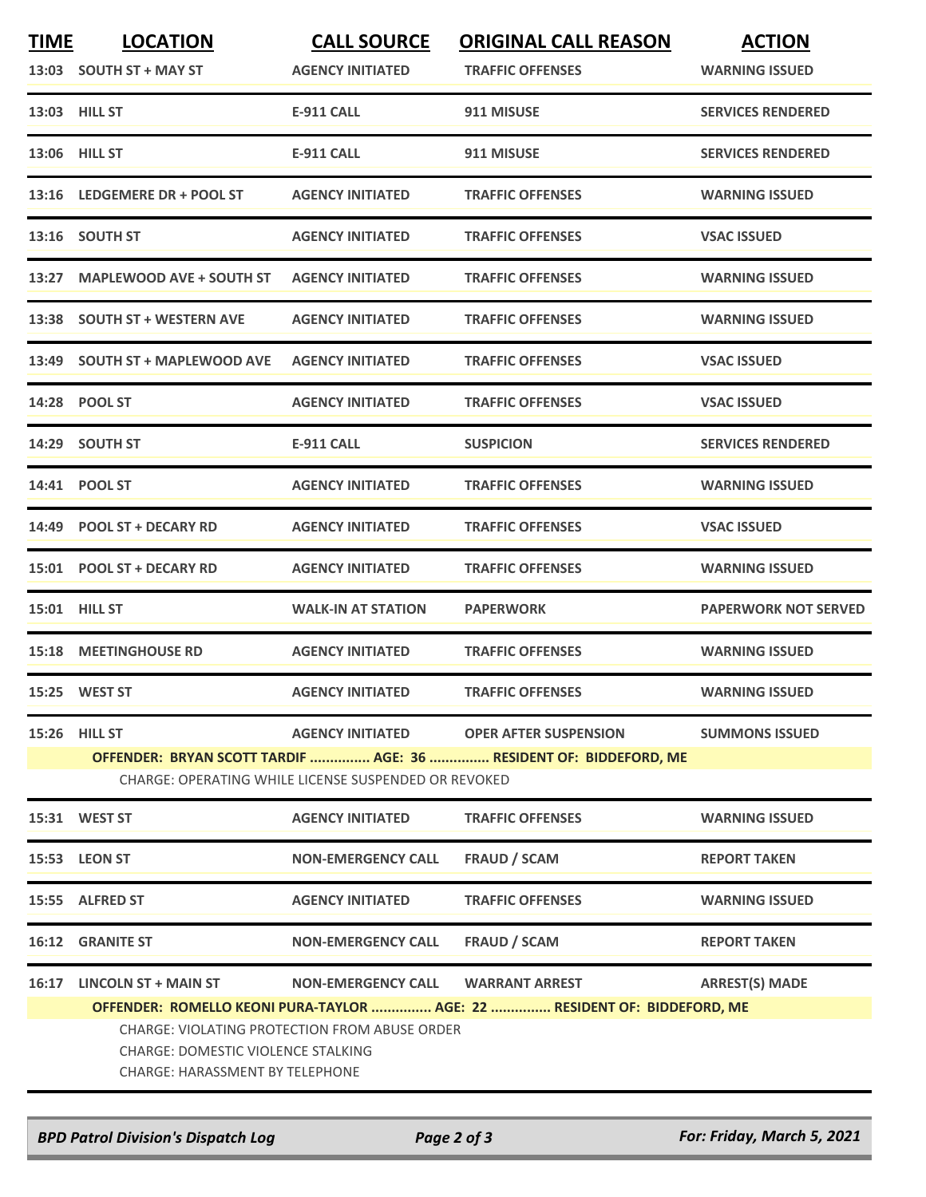| TIME | LOCATION | CALL SOURCE | ORIGINAL CALL REASON | ACTION |
|---|---|---|---|---|
| 13:03 | SOUTH ST + MAY ST | AGENCY INITIATED | TRAFFIC OFFENSES | WARNING ISSUED |
| 13:03 | HILL ST | E-911 CALL | 911 MISUSE | SERVICES RENDERED |
| 13:06 | HILL ST | E-911 CALL | 911 MISUSE | SERVICES RENDERED |
| 13:16 | LEDGEMERE DR + POOL ST | AGENCY INITIATED | TRAFFIC OFFENSES | WARNING ISSUED |
| 13:16 | SOUTH ST | AGENCY INITIATED | TRAFFIC OFFENSES | VSAC ISSUED |
| 13:27 | MAPLEWOOD AVE + SOUTH ST | AGENCY INITIATED | TRAFFIC OFFENSES | WARNING ISSUED |
| 13:38 | SOUTH ST + WESTERN AVE | AGENCY INITIATED | TRAFFIC OFFENSES | WARNING ISSUED |
| 13:49 | SOUTH ST + MAPLEWOOD AVE | AGENCY INITIATED | TRAFFIC OFFENSES | VSAC ISSUED |
| 14:28 | POOL ST | AGENCY INITIATED | TRAFFIC OFFENSES | VSAC ISSUED |
| 14:29 | SOUTH ST | E-911 CALL | SUSPICION | SERVICES RENDERED |
| 14:41 | POOL ST | AGENCY INITIATED | TRAFFIC OFFENSES | WARNING ISSUED |
| 14:49 | POOL ST + DECARY RD | AGENCY INITIATED | TRAFFIC OFFENSES | VSAC ISSUED |
| 15:01 | POOL ST + DECARY RD | AGENCY INITIATED | TRAFFIC OFFENSES | WARNING ISSUED |
| 15:01 | HILL ST | WALK-IN AT STATION | PAPERWORK | PAPERWORK NOT SERVED |
| 15:18 | MEETINGHOUSE RD | AGENCY INITIATED | TRAFFIC OFFENSES | WARNING ISSUED |
| 15:25 | WEST ST | AGENCY INITIATED | TRAFFIC OFFENSES | WARNING ISSUED |
| 15:26 | HILL ST | AGENCY INITIATED | OPER AFTER SUSPENSION | SUMMONS ISSUED |
| | **OFFENDER: BRYAN SCOTT TARDIF ............... AGE: 36 ............... RESIDENT OF: BIDDEFORD, ME**<br>CHARGE: OPERATING WHILE LICENSE SUSPENDED OR REVOKED | | | |
| 15:31 | WEST ST | AGENCY INITIATED | TRAFFIC OFFENSES | WARNING ISSUED |
| 15:53 | LEON ST | NON-EMERGENCY CALL | FRAUD / SCAM | REPORT TAKEN |
| 15:55 | ALFRED ST | AGENCY INITIATED | TRAFFIC OFFENSES | WARNING ISSUED |
| 16:12 | GRANITE ST | NON-EMERGENCY CALL | FRAUD / SCAM | REPORT TAKEN |
| 16:17 | LINCOLN ST + MAIN ST | NON-EMERGENCY CALL | WARRANT ARREST | ARREST(S) MADE |
| | **OFFENDER: ROMELLO KEONI PURA-TAYLOR ............... AGE: 22 ............... RESIDENT OF: BIDDEFORD, ME**<br>CHARGE: VIOLATING PROTECTION FROM ABUSE ORDER<br>CHARGE: DOMESTIC VIOLENCE STALKING<br>CHARGE: HARASSMENT BY TELEPHONE | | | |

*BPD Patrol Division's Dispatch Log* — *For: Friday, March 5, 2021*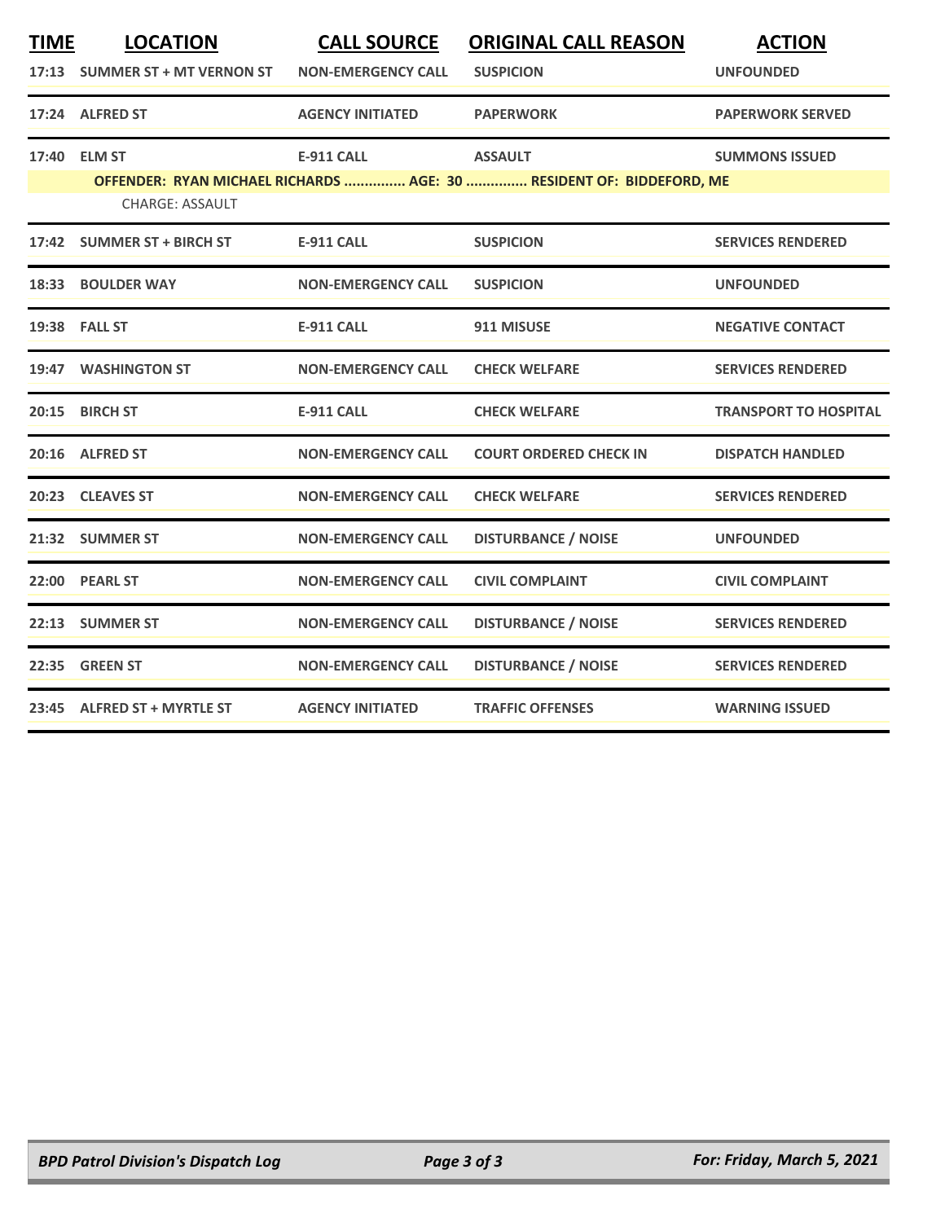| TIME | LOCATION | CALL SOURCE | ORIGINAL CALL REASON | ACTION |
|---|---|---|---|---|
| 17:13 | SUMMER ST + MT VERNON ST | NON-EMERGENCY CALL | SUSPICION | UNFOUNDED |
| 17:24 | ALFRED ST | AGENCY INITIATED | PAPERWORK | PAPERWORK SERVED |
| 17:40 | ELM ST | E-911 CALL | ASSAULT | SUMMONS ISSUED |
| | OFFENDER: RYAN MICHAEL RICHARDS ............... AGE: 30 ............... RESIDENT OF: BIDDEFORD, ME | | | |
| | CHARGE: ASSAULT | | | |
| 17:42 | SUMMER ST + BIRCH ST | E-911 CALL | SUSPICION | SERVICES RENDERED |
| 18:33 | BOULDER WAY | NON-EMERGENCY CALL | SUSPICION | UNFOUNDED |
| 19:38 | FALL ST | E-911 CALL | 911 MISUSE | NEGATIVE CONTACT |
| 19:47 | WASHINGTON ST | NON-EMERGENCY CALL | CHECK WELFARE | SERVICES RENDERED |
| 20:15 | BIRCH ST | E-911 CALL | CHECK WELFARE | TRANSPORT TO HOSPITAL |
| 20:16 | ALFRED ST | NON-EMERGENCY CALL | COURT ORDERED CHECK IN | DISPATCH HANDLED |
| 20:23 | CLEAVES ST | NON-EMERGENCY CALL | CHECK WELFARE | SERVICES RENDERED |
| 21:32 | SUMMER ST | NON-EMERGENCY CALL | DISTURBANCE / NOISE | UNFOUNDED |
| 22:00 | PEARL ST | NON-EMERGENCY CALL | CIVIL COMPLAINT | CIVIL COMPLAINT |
| 22:13 | SUMMER ST | NON-EMERGENCY CALL | DISTURBANCE / NOISE | SERVICES RENDERED |
| 22:35 | GREEN ST | NON-EMERGENCY CALL | DISTURBANCE / NOISE | SERVICES RENDERED |
| 23:45 | ALFRED ST + MYRTLE ST | AGENCY INITIATED | TRAFFIC OFFENSES | WARNING ISSUED |